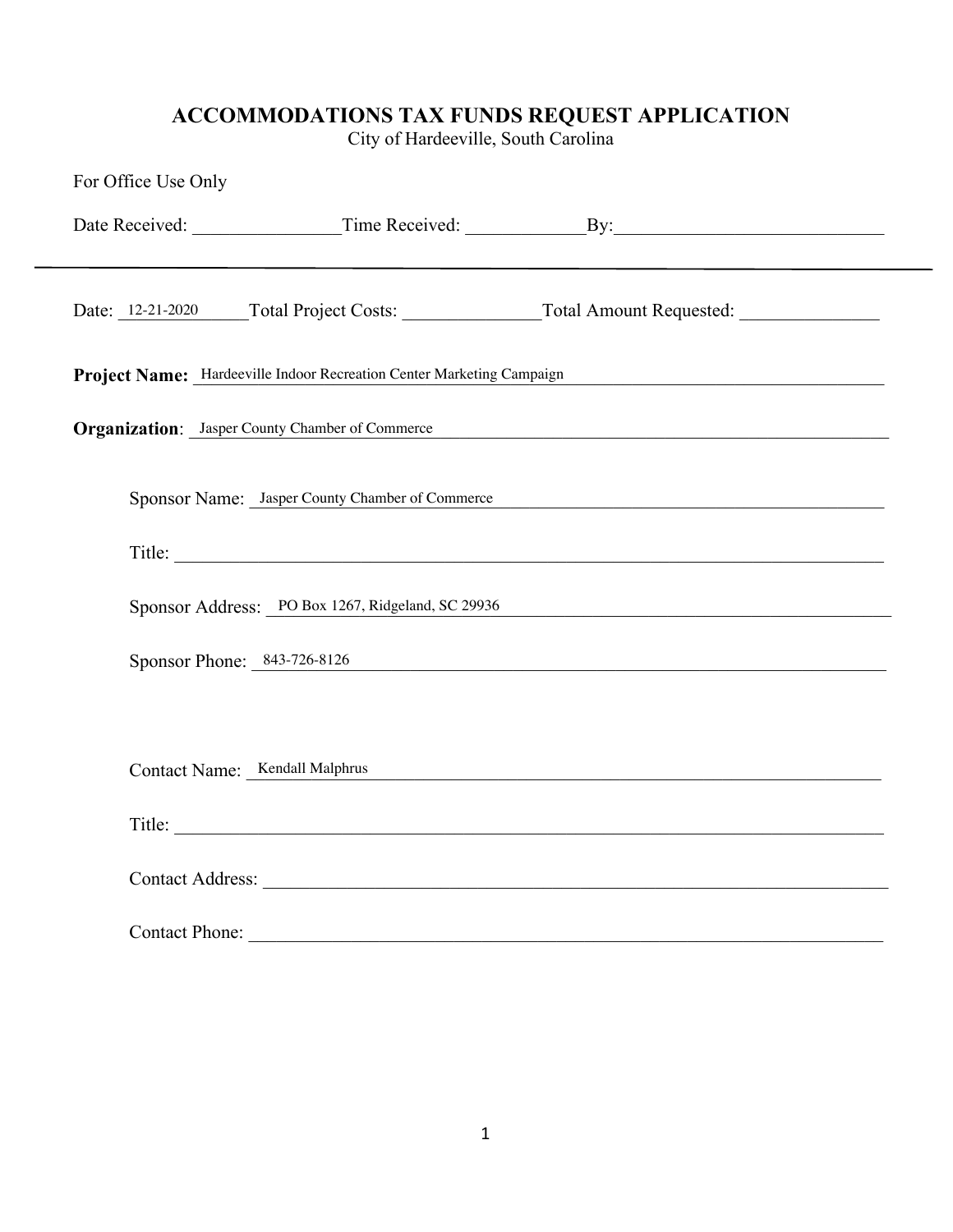# ACCOMMODATIONS TAX FUNDS REQUEST APPLICATION

City of Hardeeville, South Carolina

For Office Use Only

Date Received: ________________ Time Received: _____________ By: _____________________________

---

Date: 12-21-2020 Total Project Costs: _______________ Total Amount Requested: _______________

**Project Name:** Hardeeville Indoor Recreation Center Marketing Campaign

**Organization**: Jasper County Chamber of Commerce

Sponsor Name: Jasper County Chamber of Commerce

Title: _______________________________________________

Sponsor Address: PO Box 1267, Ridgeland, SC 29936

Sponsor Phone: 843-726-8126

Contact Name: Kendall Malphrus

Title: _______________________________________________

Contact Address: _______________________________________________

Contact Phone: _______________________________________________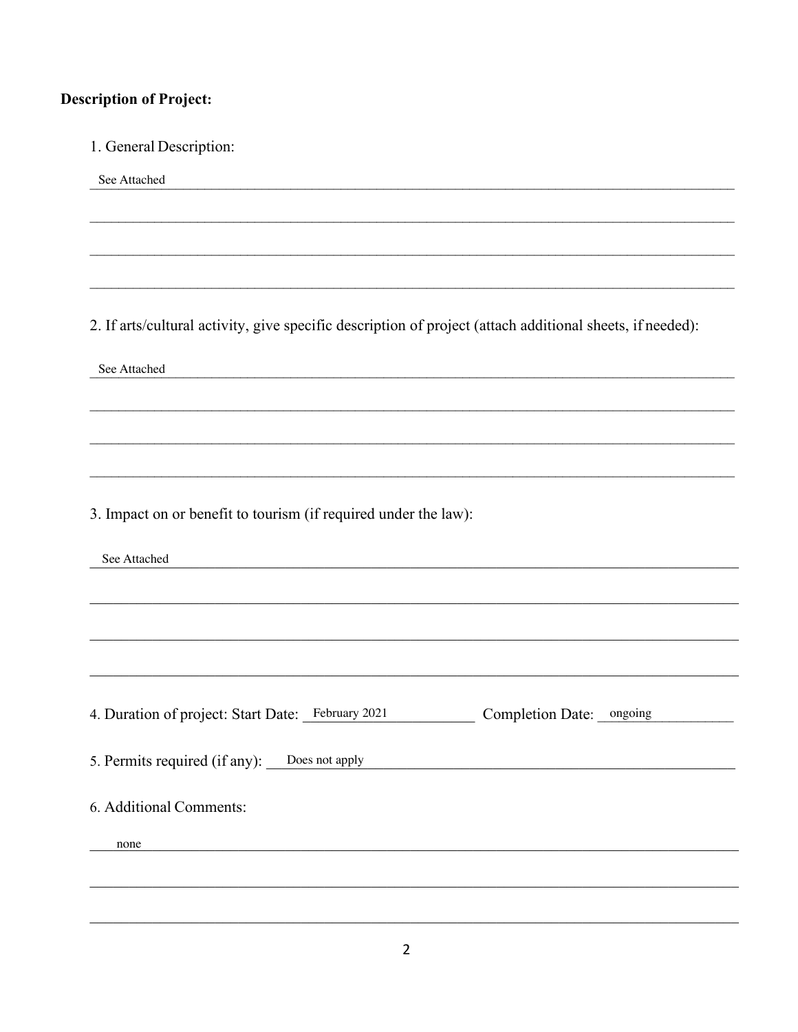**Description of Project:**

1. General Description:

See Attached

2. If arts/cultural activity, give specific description of project (attach additional sheets, if needed):

See Attached

3. Impact on or benefit to tourism (if required under the law):

See Attached

4. Duration of project: Start Date: February 2021 Completion Date: ongoing

5. Permits required (if any): Does not apply

6. Additional Comments:

none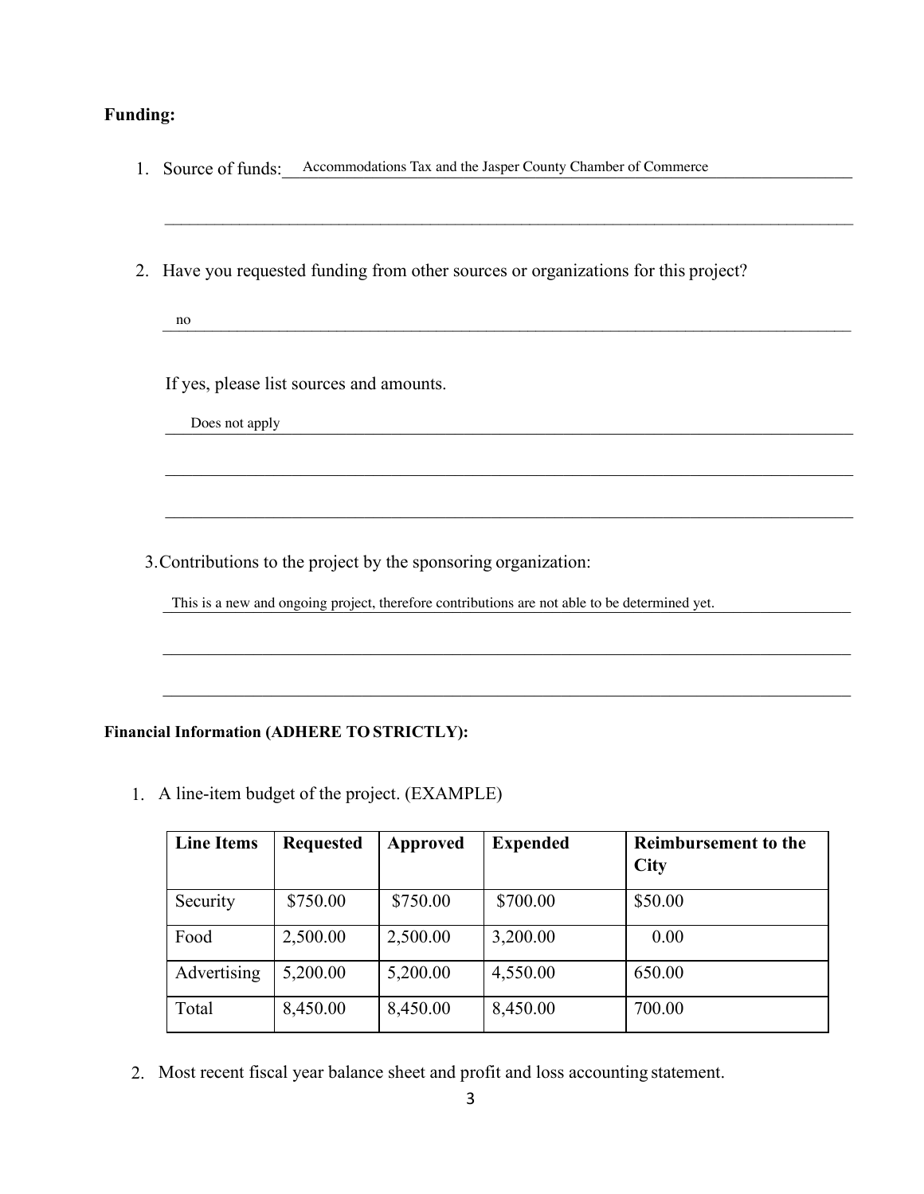**Funding:**

1. Source of funds: Accommodations Tax and the Jasper County Chamber of Commerce

2. Have you requested funding from other sources or organizations for this project?

   no

   If yes, please list sources and amounts.

   Does not apply

3. Contributions to the project by the sponsoring organization:

   This is a new and ongoing project, therefore contributions are not able to be determined yet.

**Financial Information (ADHERE TO STRICTLY):**

1. A line-item budget of the project. (EXAMPLE)

| **Line Items** | **Requested** | **Approved** | **Expended** | **Reimbursement to the City** |
|---|---|---|---|---|
| Security | $750.00 | $750.00 | $700.00 | $50.00 |
| Food | 2,500.00 | 2,500.00 | 3,200.00 | 0.00 |
| Advertising | 5,200.00 | 5,200.00 | 4,550.00 | 650.00 |
| Total | 8,450.00 | 8,450.00 | 8,450.00 | 700.00 |

2. Most recent fiscal year balance sheet and profit and loss accounting statement.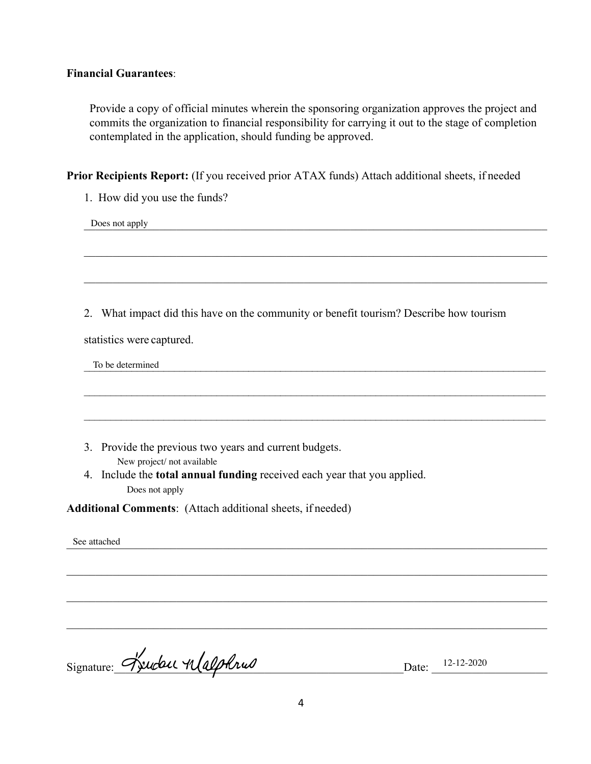**Financial Guarantees**:

Provide a copy of official minutes wherein the sponsoring organization approves the project and commits the organization to financial responsibility for carrying it out to the stage of completion contemplated in the application, should funding be approved.

**Prior Recipients Report:** (If you received prior ATAX funds) Attach additional sheets, if needed

1. How did you use the funds?

   Does not apply

2. What impact did this have on the community or benefit tourism? Describe how tourism statistics were captured.

   To be determined

3. Provide the previous two years and current budgets.

   New project/ not available

4. Include the **total annual funding** received each year that you applied.

   Does not apply

**Additional Comments**: (Attach additional sheets, if needed)

See attached

Signature: Kudau Malphrus

Date: 12-12-2020